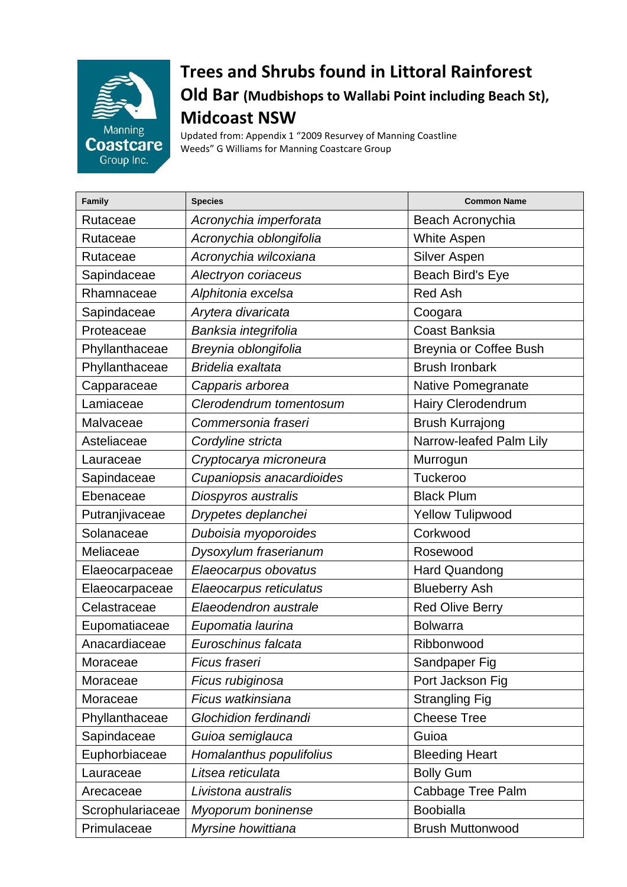Manning **Coastcare** Group Inc.

# Trees and Shrubs found in Littoral Rainforest

## Old Bar (Mudbishops to Wallabi Point including Beach St), Midcoast NSW

Updated from: Appendix 1 "2009 Resurvey of Manning Coastline Weeds" G Williams for Manning Coastcare Group

| Family | Species | Common Name |
|---|---|---|
| Rutaceae | *Acronychia imperforata* | Beach Acronychia |
| Rutaceae | *Acronychia oblongifolia* | White Aspen |
| Rutaceae | *Acronychia wilcoxiana* | Silver Aspen |
| Sapindaceae | *Alectryon coriaceus* | Beach Bird's Eye |
| Rhamnaceae | *Alphitonia excelsa* | Red Ash |
| Sapindaceae | *Arytera divaricata* | Coogara |
| Proteaceae | *Banksia integrifolia* | Coast Banksia |
| Phyllanthaceae | *Breynia oblongifolia* | Breynia or Coffee Bush |
| Phyllanthaceae | *Bridelia exaltata* | Brush Ironbark |
| Capparaceae | *Capparis arborea* | Native Pomegranate |
| Lamiaceae | *Clerodendrum tomentosum* | Hairy Clerodendrum |
| Malvaceae | *Commersonia fraseri* | Brush Kurrajong |
| Asteliaceae | *Cordyline stricta* | Narrow-leafed Palm Lily |
| Lauraceae | *Cryptocarya microneura* | Murrogun |
| Sapindaceae | *Cupaniopsis anacardioides* | Tuckeroo |
| Ebenaceae | *Diospyros australis* | Black Plum |
| Putranjivaceae | *Drypetes deplanchei* | Yellow Tulipwood |
| Solanaceae | *Duboisia myoporoides* | Corkwood |
| Meliaceae | *Dysoxylum fraserianum* | Rosewood |
| Elaeocarpaceae | *Elaeocarpus obovatus* | Hard Quandong |
| Elaeocarpaceae | *Elaeocarpus reticulatus* | Blueberry Ash |
| Celastraceae | *Elaeodendron australe* | Red Olive Berry |
| Eupomatiaceae | *Eupomatia laurina* | Bolwarra |
| Anacardiaceae | *Euroschinus falcata* | Ribbonwood |
| Moraceae | *Ficus fraseri* | Sandpaper Fig |
| Moraceae | *Ficus rubiginosa* | Port Jackson Fig |
| Moraceae | *Ficus watkinsiana* | Strangling Fig |
| Phyllanthaceae | *Glochidion ferdinandi* | Cheese Tree |
| Sapindaceae | *Guioa semiglauca* | Guioa |
| Euphorbiaceae | *Homalanthus populifolius* | Bleeding Heart |
| Lauraceae | *Litsea reticulata* | Bolly Gum |
| Arecaceae | *Livistona australis* | Cabbage Tree Palm |
| Scrophulariaceae | *Myoporum boninense* | Boobialla |
| Primulaceae | *Myrsine howittiana* | Brush Muttonwood |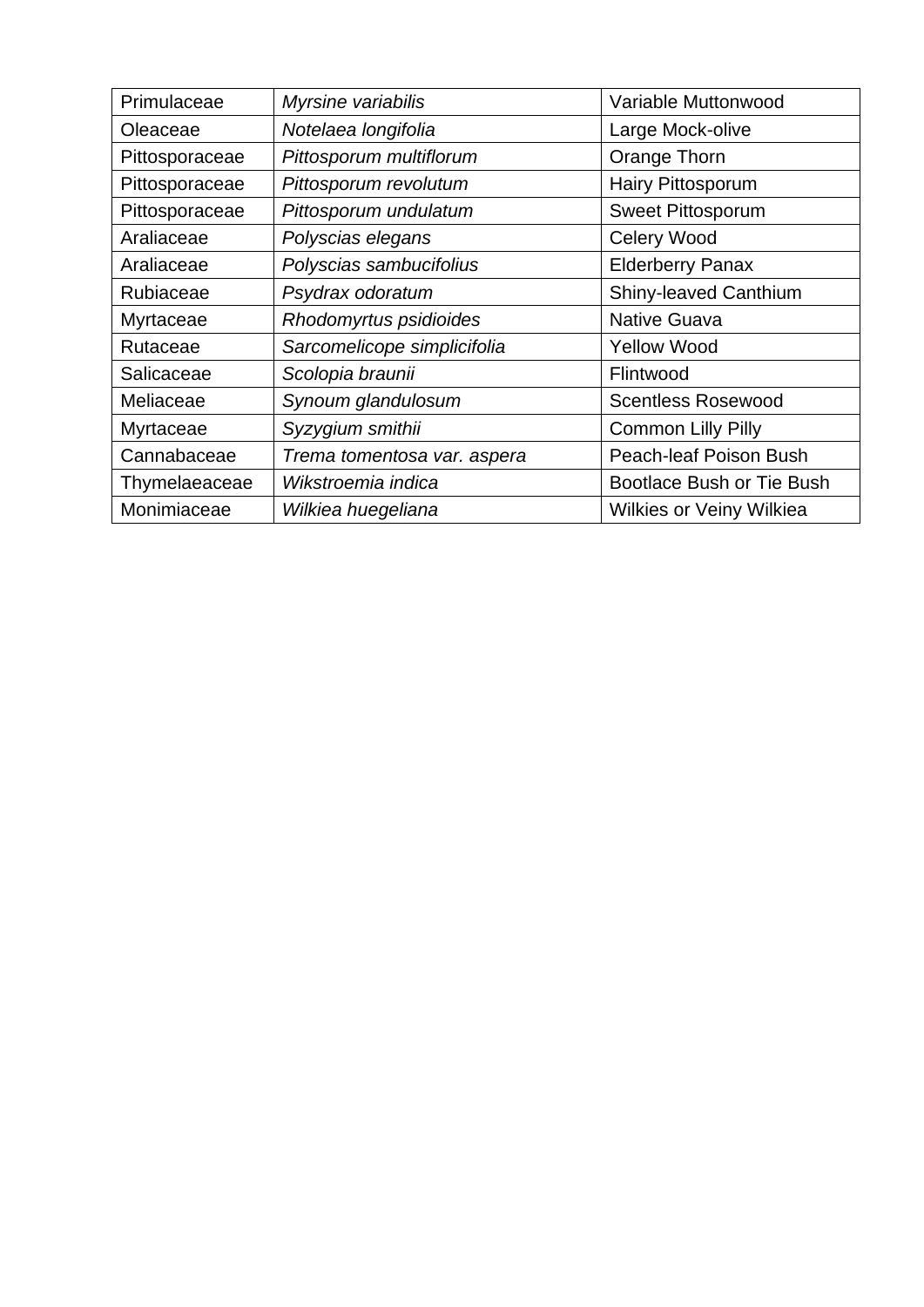| | | |
|---|---|---|
| Primulaceae | *Myrsine variabilis* | Variable Muttonwood |
| Oleaceae | *Notelaea longifolia* | Large Mock-olive |
| Pittosporaceae | *Pittosporum multiflorum* | Orange Thorn |
| Pittosporaceae | *Pittosporum revolutum* | Hairy Pittosporum |
| Pittosporaceae | *Pittosporum undulatum* | Sweet Pittosporum |
| Araliaceae | *Polyscias elegans* | Celery Wood |
| Araliaceae | *Polyscias sambucifolius* | Elderberry Panax |
| Rubiaceae | *Psydrax odoratum* | Shiny-leaved Canthium |
| Myrtaceae | *Rhodomyrtus psidioides* | Native Guava |
| Rutaceae | *Sarcomelicope simplicifolia* | Yellow Wood |
| Salicaceae | *Scolopia braunii* | Flintwood |
| Meliaceae | *Synoum glandulosum* | Scentless Rosewood |
| Myrtaceae | *Syzygium smithii* | Common Lilly Pilly |
| Cannabaceae | *Trema tomentosa var. aspera* | Peach-leaf Poison Bush |
| Thymelaeaceae | *Wikstroemia indica* | Bootlace Bush or Tie Bush |
| Monimiaceae | *Wilkiea huegeliana* | Wilkies or Veiny Wilkiea |